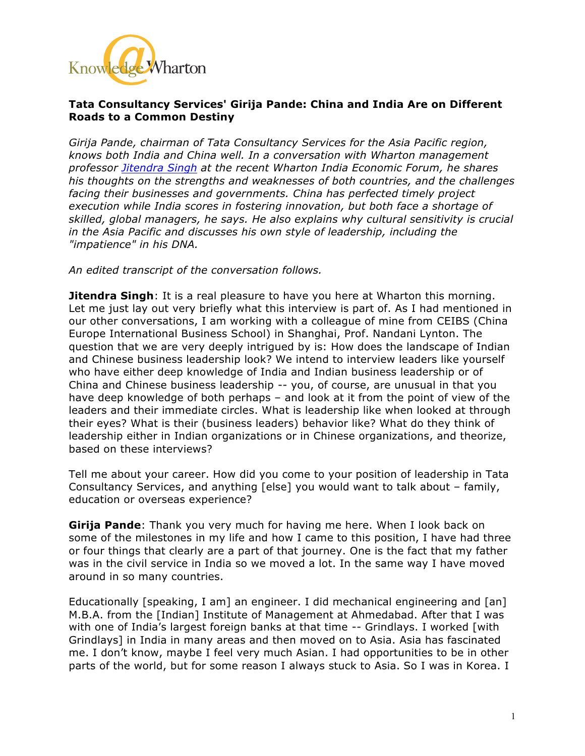# Tata Consultancy Services' Girija Pande: China and India Are on Different Roads to a Common Destiny

*Girija Pande, chairman of Tata Consultancy Services for the Asia Pacific region, knows both India and China well. In a conversation with Wharton management professor [Jitendra Singh] at the recent Wharton India Economic Forum, he shares his thoughts on the strengths and weaknesses of both countries, and the challenges facing their businesses and governments. China has perfected timely project execution while India scores in fostering innovation, but both face a shortage of skilled, global managers, he says. He also explains why cultural sensitivity is crucial in the Asia Pacific and discusses his own style of leadership, including the "impatience" in his DNA.*

*An edited transcript of the conversation follows.*

**Jitendra Singh**: It is a real pleasure to have you here at Wharton this morning. Let me just lay out very briefly what this interview is part of. As I had mentioned in our other conversations, I am working with a colleague of mine from CEIBS (China Europe International Business School) in Shanghai, Prof. Nandani Lynton. The question that we are very deeply intrigued by is: How does the landscape of Indian and Chinese business leadership look? We intend to interview leaders like yourself who have either deep knowledge of India and Indian business leadership or of China and Chinese business leadership -- you, of course, are unusual in that you have deep knowledge of both perhaps – and look at it from the point of view of the leaders and their immediate circles. What is leadership like when looked at through their eyes? What is their (business leaders) behavior like? What do they think of leadership either in Indian organizations or in Chinese organizations, and theorize, based on these interviews?

Tell me about your career. How did you come to your position of leadership in Tata Consultancy Services, and anything [else] you would want to talk about – family, education or overseas experience?

**Girija Pande**: Thank you very much for having me here. When I look back on some of the milestones in my life and how I came to this position, I have had three or four things that clearly are a part of that journey. One is the fact that my father was in the civil service in India so we moved a lot. In the same way I have moved around in so many countries.

Educationally [speaking, I am] an engineer. I did mechanical engineering and [an] M.B.A. from the [Indian] Institute of Management at Ahmedabad. After that I was with one of India's largest foreign banks at that time -- Grindlays. I worked [with Grindlays] in India in many areas and then moved on to Asia. Asia has fascinated me. I don't know, maybe I feel very much Asian. I had opportunities to be in other parts of the world, but for some reason I always stuck to Asia. So I was in Korea. I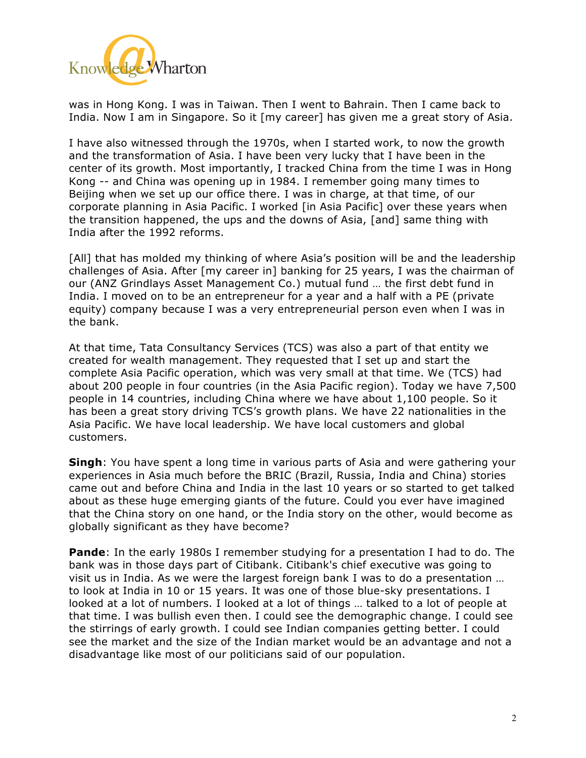was in Hong Kong. I was in Taiwan. Then I went to Bahrain. Then I came back to India. Now I am in Singapore. So it [my career] has given me a great story of Asia.

I have also witnessed through the 1970s, when I started work, to now the growth and the transformation of Asia. I have been very lucky that I have been in the center of its growth. Most importantly, I tracked China from the time I was in Hong Kong -- and China was opening up in 1984. I remember going many times to Beijing when we set up our office there. I was in charge, at that time, of our corporate planning in Asia Pacific. I worked [in Asia Pacific] over these years when the transition happened, the ups and the downs of Asia, [and] same thing with India after the 1992 reforms.

[All] that has molded my thinking of where Asia's position will be and the leadership challenges of Asia. After [my career in] banking for 25 years, I was the chairman of our (ANZ Grindlays Asset Management Co.) mutual fund … the first debt fund in India. I moved on to be an entrepreneur for a year and a half with a PE (private equity) company because I was a very entrepreneurial person even when I was in the bank.

At that time, Tata Consultancy Services (TCS) was also a part of that entity we created for wealth management. They requested that I set up and start the complete Asia Pacific operation, which was very small at that time. We (TCS) had about 200 people in four countries (in the Asia Pacific region). Today we have 7,500 people in 14 countries, including China where we have about 1,100 people. So it has been a great story driving TCS's growth plans. We have 22 nationalities in the Asia Pacific. We have local leadership. We have local customers and global customers.

**Singh**: You have spent a long time in various parts of Asia and were gathering your experiences in Asia much before the BRIC (Brazil, Russia, India and China) stories came out and before China and India in the last 10 years or so started to get talked about as these huge emerging giants of the future. Could you ever have imagined that the China story on one hand, or the India story on the other, would become as globally significant as they have become?

**Pande**: In the early 1980s I remember studying for a presentation I had to do. The bank was in those days part of Citibank. Citibank's chief executive was going to visit us in India. As we were the largest foreign bank I was to do a presentation … to look at India in 10 or 15 years. It was one of those blue-sky presentations. I looked at a lot of numbers. I looked at a lot of things … talked to a lot of people at that time. I was bullish even then. I could see the demographic change. I could see the stirrings of early growth. I could see Indian companies getting better. I could see the market and the size of the Indian market would be an advantage and not a disadvantage like most of our politicians said of our population.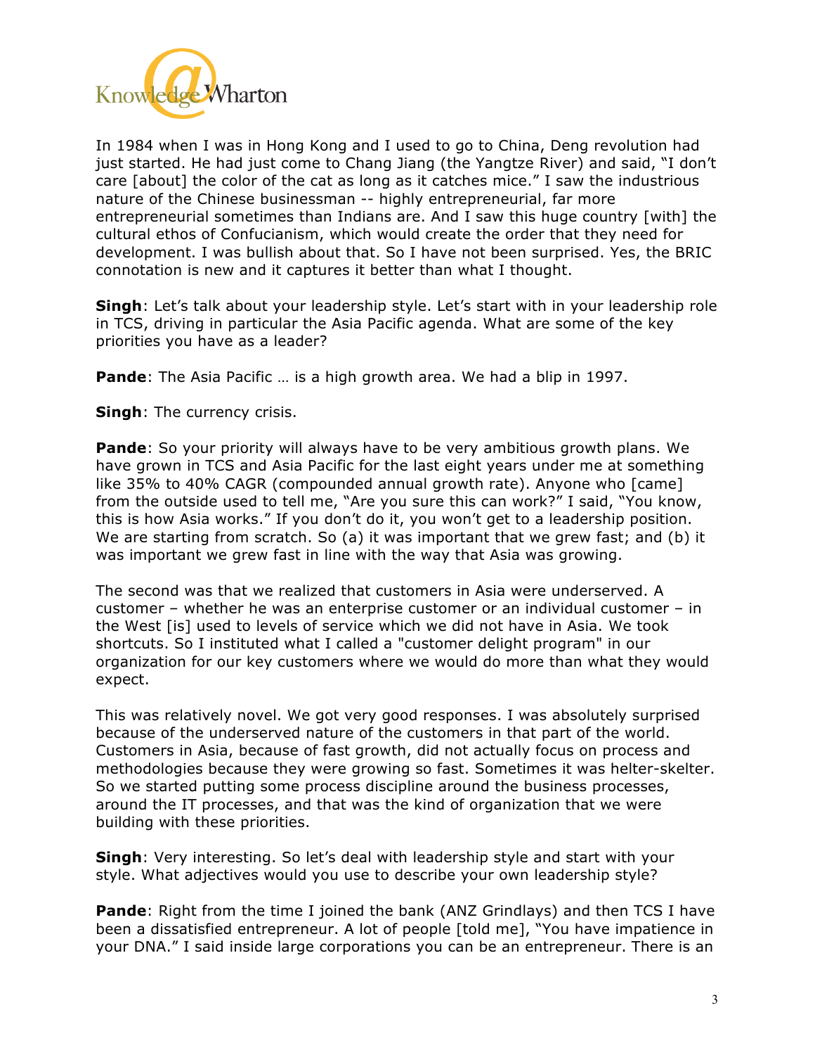In 1984 when I was in Hong Kong and I used to go to China, Deng revolution had just started. He had just come to Chang Jiang (the Yangtze River) and said, "I don't care [about] the color of the cat as long as it catches mice." I saw the industrious nature of the Chinese businessman -- highly entrepreneurial, far more entrepreneurial sometimes than Indians are. And I saw this huge country [with] the cultural ethos of Confucianism, which would create the order that they need for development. I was bullish about that. So I have not been surprised. Yes, the BRIC connotation is new and it captures it better than what I thought.

**Singh**: Let's talk about your leadership style. Let's start with in your leadership role in TCS, driving in particular the Asia Pacific agenda. What are some of the key priorities you have as a leader?

**Pande**: The Asia Pacific … is a high growth area. We had a blip in 1997.

**Singh**: The currency crisis.

**Pande**: So your priority will always have to be very ambitious growth plans. We have grown in TCS and Asia Pacific for the last eight years under me at something like 35% to 40% CAGR (compounded annual growth rate). Anyone who [came] from the outside used to tell me, "Are you sure this can work?" I said, "You know, this is how Asia works." If you don't do it, you won't get to a leadership position. We are starting from scratch. So (a) it was important that we grew fast; and (b) it was important we grew fast in line with the way that Asia was growing.

The second was that we realized that customers in Asia were underserved. A customer – whether he was an enterprise customer or an individual customer – in the West [is] used to levels of service which we did not have in Asia. We took shortcuts. So I instituted what I called a "customer delight program" in our organization for our key customers where we would do more than what they would expect.

This was relatively novel. We got very good responses. I was absolutely surprised because of the underserved nature of the customers in that part of the world. Customers in Asia, because of fast growth, did not actually focus on process and methodologies because they were growing so fast. Sometimes it was helter-skelter. So we started putting some process discipline around the business processes, around the IT processes, and that was the kind of organization that we were building with these priorities.

**Singh**: Very interesting. So let's deal with leadership style and start with your style. What adjectives would you use to describe your own leadership style?

**Pande**: Right from the time I joined the bank (ANZ Grindlays) and then TCS I have been a dissatisfied entrepreneur. A lot of people [told me], "You have impatience in your DNA." I said inside large corporations you can be an entrepreneur. There is an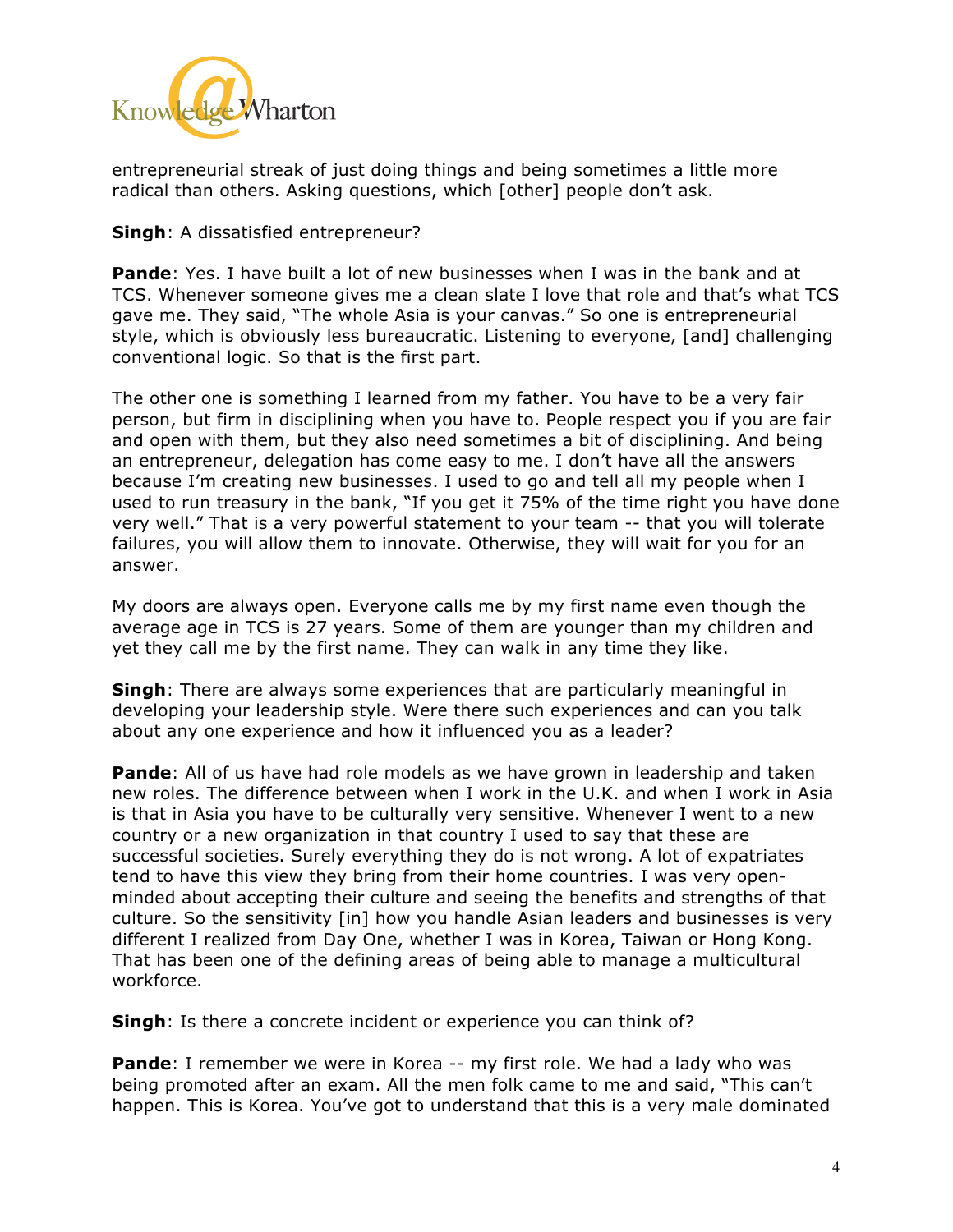entrepreneurial streak of just doing things and being sometimes a little more radical than others. Asking questions, which [other] people don't ask.

**Singh**: A dissatisfied entrepreneur?

**Pande**: Yes. I have built a lot of new businesses when I was in the bank and at TCS. Whenever someone gives me a clean slate I love that role and that's what TCS gave me. They said, "The whole Asia is your canvas." So one is entrepreneurial style, which is obviously less bureaucratic. Listening to everyone, [and] challenging conventional logic. So that is the first part.

The other one is something I learned from my father. You have to be a very fair person, but firm in disciplining when you have to. People respect you if you are fair and open with them, but they also need sometimes a bit of disciplining. And being an entrepreneur, delegation has come easy to me. I don't have all the answers because I'm creating new businesses. I used to go and tell all my people when I used to run treasury in the bank, "If you get it 75% of the time right you have done very well." That is a very powerful statement to your team -- that you will tolerate failures, you will allow them to innovate. Otherwise, they will wait for you for an answer.

My doors are always open. Everyone calls me by my first name even though the average age in TCS is 27 years. Some of them are younger than my children and yet they call me by the first name. They can walk in any time they like.

**Singh**: There are always some experiences that are particularly meaningful in developing your leadership style. Were there such experiences and can you talk about any one experience and how it influenced you as a leader?

**Pande**: All of us have had role models as we have grown in leadership and taken new roles. The difference between when I work in the U.K. and when I work in Asia is that in Asia you have to be culturally very sensitive. Whenever I went to a new country or a new organization in that country I used to say that these are successful societies. Surely everything they do is not wrong. A lot of expatriates tend to have this view they bring from their home countries. I was very open-minded about accepting their culture and seeing the benefits and strengths of that culture. So the sensitivity [in] how you handle Asian leaders and businesses is very different I realized from Day One, whether I was in Korea, Taiwan or Hong Kong. That has been one of the defining areas of being able to manage a multicultural workforce.

**Singh**: Is there a concrete incident or experience you can think of?

**Pande**: I remember we were in Korea -- my first role. We had a lady who was being promoted after an exam. All the men folk came to me and said, "This can't happen. This is Korea. You've got to understand that this is a very male dominated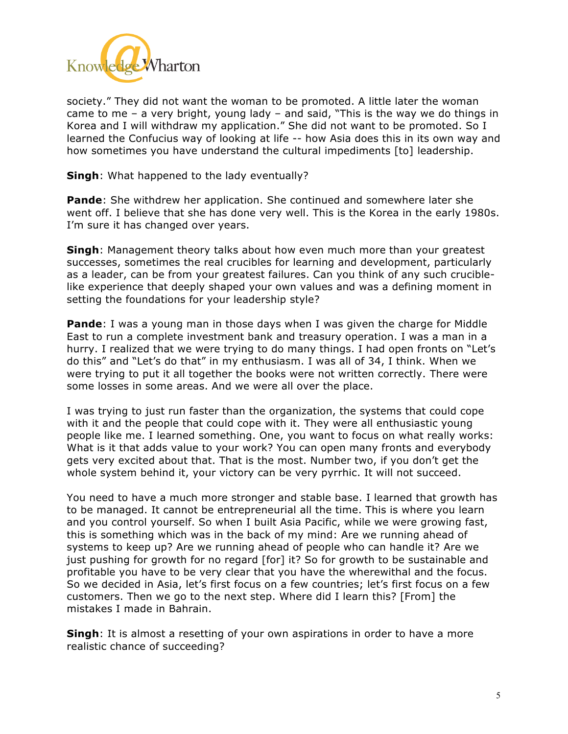society." They did not want the woman to be promoted. A little later the woman came to me – a very bright, young lady – and said, "This is the way we do things in Korea and I will withdraw my application." She did not want to be promoted. So I learned the Confucius way of looking at life -- how Asia does this in its own way and how sometimes you have understand the cultural impediments [to] leadership.

**Singh**: What happened to the lady eventually?

**Pande**: She withdrew her application. She continued and somewhere later she went off. I believe that she has done very well. This is the Korea in the early 1980s. I'm sure it has changed over years.

**Singh**: Management theory talks about how even much more than your greatest successes, sometimes the real crucibles for learning and development, particularly as a leader, can be from your greatest failures. Can you think of any such crucible-like experience that deeply shaped your own values and was a defining moment in setting the foundations for your leadership style?

**Pande**: I was a young man in those days when I was given the charge for Middle East to run a complete investment bank and treasury operation. I was a man in a hurry. I realized that we were trying to do many things. I had open fronts on "Let's do this" and "Let's do that" in my enthusiasm. I was all of 34, I think. When we were trying to put it all together the books were not written correctly. There were some losses in some areas. And we were all over the place.

I was trying to just run faster than the organization, the systems that could cope with it and the people that could cope with it. They were all enthusiastic young people like me. I learned something. One, you want to focus on what really works: What is it that adds value to your work? You can open many fronts and everybody gets very excited about that. That is the most. Number two, if you don't get the whole system behind it, your victory can be very pyrrhic. It will not succeed.

You need to have a much more stronger and stable base. I learned that growth has to be managed. It cannot be entrepreneurial all the time. This is where you learn and you control yourself. So when I built Asia Pacific, while we were growing fast, this is something which was in the back of my mind: Are we running ahead of systems to keep up? Are we running ahead of people who can handle it? Are we just pushing for growth for no regard [for] it? So for growth to be sustainable and profitable you have to be very clear that you have the wherewithal and the focus. So we decided in Asia, let's first focus on a few countries; let's first focus on a few customers. Then we go to the next step. Where did I learn this? [From] the mistakes I made in Bahrain.

**Singh**: It is almost a resetting of your own aspirations in order to have a more realistic chance of succeeding?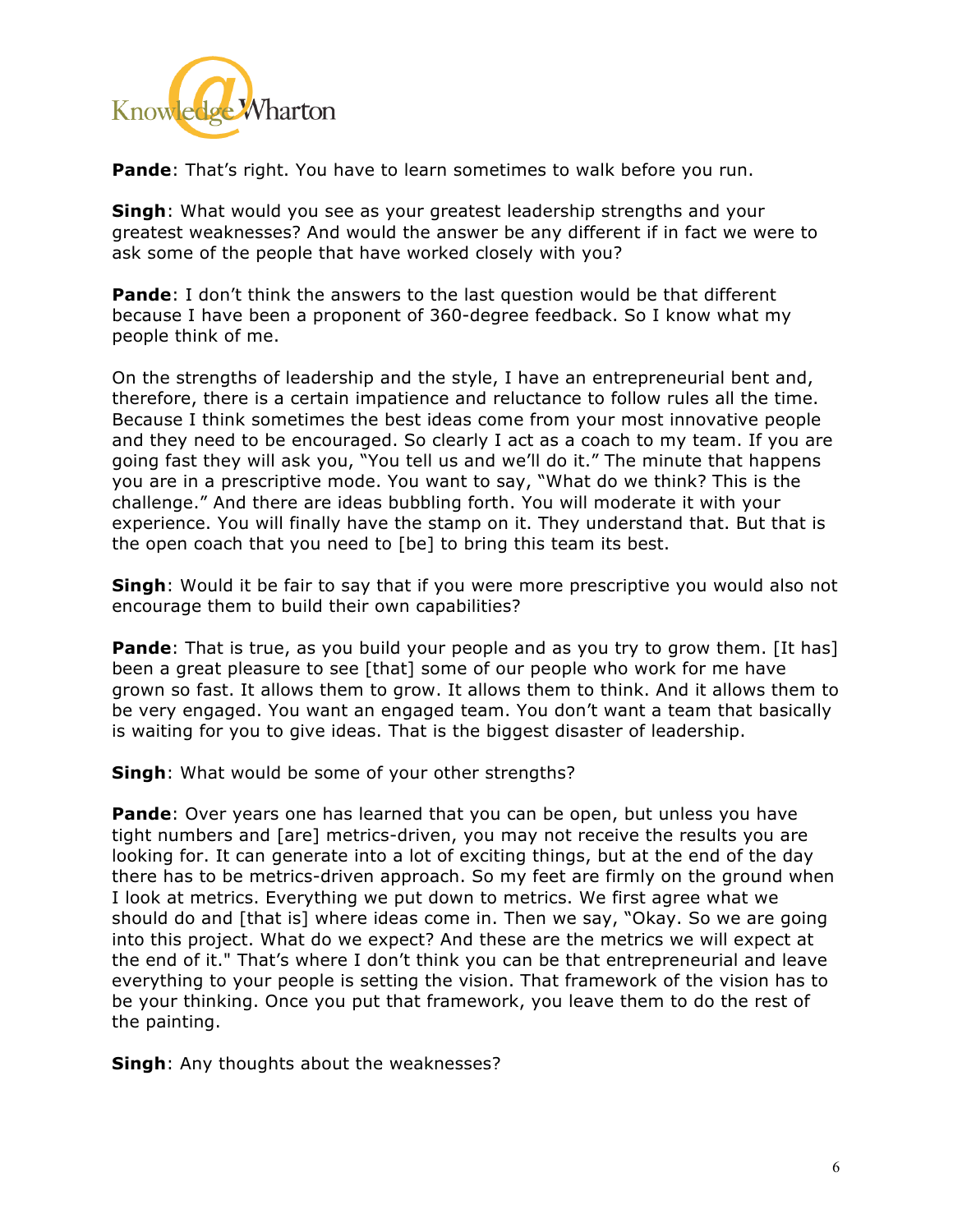**Pande**: That's right. You have to learn sometimes to walk before you run.

**Singh**: What would you see as your greatest leadership strengths and your greatest weaknesses? And would the answer be any different if in fact we were to ask some of the people that have worked closely with you?

**Pande**: I don't think the answers to the last question would be that different because I have been a proponent of 360-degree feedback. So I know what my people think of me.

On the strengths of leadership and the style, I have an entrepreneurial bent and, therefore, there is a certain impatience and reluctance to follow rules all the time. Because I think sometimes the best ideas come from your most innovative people and they need to be encouraged. So clearly I act as a coach to my team. If you are going fast they will ask you, "You tell us and we'll do it." The minute that happens you are in a prescriptive mode. You want to say, "What do we think? This is the challenge." And there are ideas bubbling forth. You will moderate it with your experience. You will finally have the stamp on it. They understand that. But that is the open coach that you need to [be] to bring this team its best.

**Singh**: Would it be fair to say that if you were more prescriptive you would also not encourage them to build their own capabilities?

**Pande**: That is true, as you build your people and as you try to grow them. [It has] been a great pleasure to see [that] some of our people who work for me have grown so fast. It allows them to grow. It allows them to think. And it allows them to be very engaged. You want an engaged team. You don't want a team that basically is waiting for you to give ideas. That is the biggest disaster of leadership.

**Singh**: What would be some of your other strengths?

**Pande**: Over years one has learned that you can be open, but unless you have tight numbers and [are] metrics-driven, you may not receive the results you are looking for. It can generate into a lot of exciting things, but at the end of the day there has to be metrics-driven approach. So my feet are firmly on the ground when I look at metrics. Everything we put down to metrics. We first agree what we should do and [that is] where ideas come in. Then we say, "Okay. So we are going into this project. What do we expect? And these are the metrics we will expect at the end of it." That's where I don't think you can be that entrepreneurial and leave everything to your people is setting the vision. That framework of the vision has to be your thinking. Once you put that framework, you leave them to do the rest of the painting.

**Singh**: Any thoughts about the weaknesses?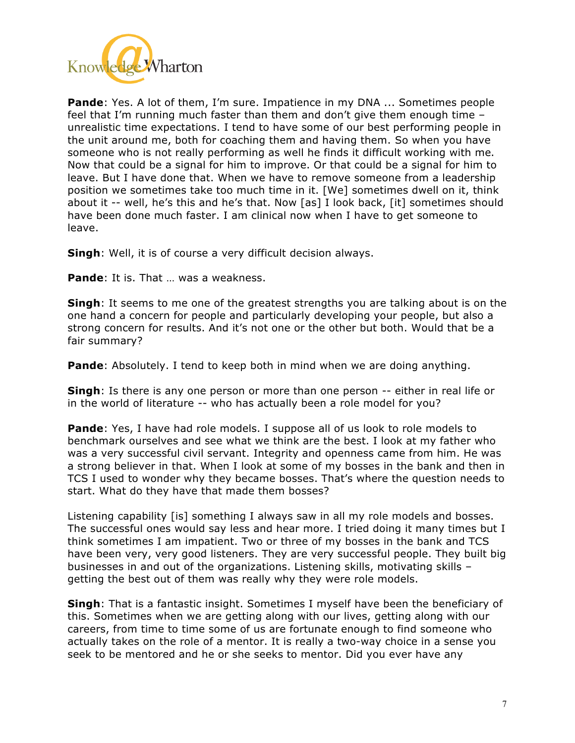**Pande**: Yes. A lot of them, I'm sure. Impatience in my DNA ... Sometimes people feel that I'm running much faster than them and don't give them enough time – unrealistic time expectations. I tend to have some of our best performing people in the unit around me, both for coaching them and having them. So when you have someone who is not really performing as well he finds it difficult working with me. Now that could be a signal for him to improve. Or that could be a signal for him to leave. But I have done that. When we have to remove someone from a leadership position we sometimes take too much time in it. [We] sometimes dwell on it, think about it -- well, he's this and he's that. Now [as] I look back, [it] sometimes should have been done much faster. I am clinical now when I have to get someone to leave.

**Singh**: Well, it is of course a very difficult decision always.

**Pande**: It is. That … was a weakness.

**Singh**: It seems to me one of the greatest strengths you are talking about is on the one hand a concern for people and particularly developing your people, but also a strong concern for results. And it's not one or the other but both. Would that be a fair summary?

**Pande**: Absolutely. I tend to keep both in mind when we are doing anything.

**Singh**: Is there is any one person or more than one person -- either in real life or in the world of literature -- who has actually been a role model for you?

**Pande**: Yes, I have had role models. I suppose all of us look to role models to benchmark ourselves and see what we think are the best. I look at my father who was a very successful civil servant. Integrity and openness came from him. He was a strong believer in that. When I look at some of my bosses in the bank and then in TCS I used to wonder why they became bosses. That's where the question needs to start. What do they have that made them bosses?

Listening capability [is] something I always saw in all my role models and bosses. The successful ones would say less and hear more. I tried doing it many times but I think sometimes I am impatient. Two or three of my bosses in the bank and TCS have been very, very good listeners. They are very successful people. They built big businesses in and out of the organizations. Listening skills, motivating skills – getting the best out of them was really why they were role models.

**Singh**: That is a fantastic insight. Sometimes I myself have been the beneficiary of this. Sometimes when we are getting along with our lives, getting along with our careers, from time to time some of us are fortunate enough to find someone who actually takes on the role of a mentor. It is really a two-way choice in a sense you seek to be mentored and he or she seeks to mentor. Did you ever have any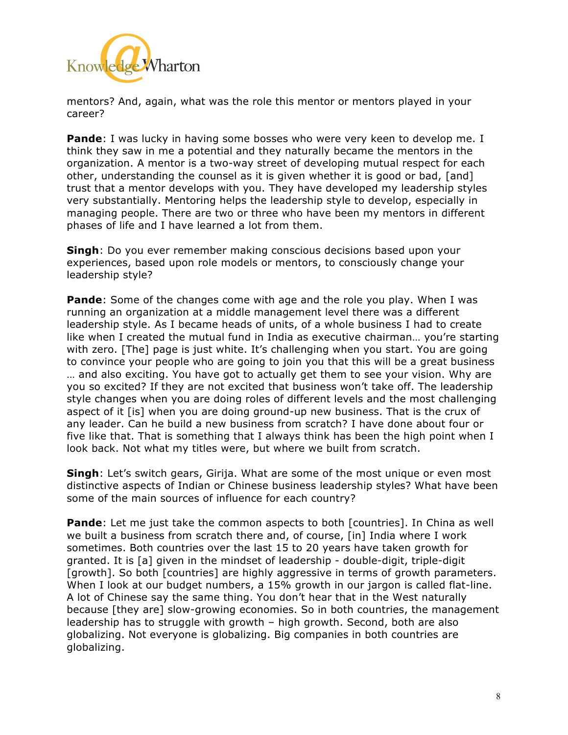mentors? And, again, what was the role this mentor or mentors played in your career?

**Pande**: I was lucky in having some bosses who were very keen to develop me. I think they saw in me a potential and they naturally became the mentors in the organization. A mentor is a two-way street of developing mutual respect for each other, understanding the counsel as it is given whether it is good or bad, [and] trust that a mentor develops with you. They have developed my leadership styles very substantially. Mentoring helps the leadership style to develop, especially in managing people. There are two or three who have been my mentors in different phases of life and I have learned a lot from them.

**Singh**: Do you ever remember making conscious decisions based upon your experiences, based upon role models or mentors, to consciously change your leadership style?

**Pande**: Some of the changes come with age and the role you play. When I was running an organization at a middle management level there was a different leadership style. As I became heads of units, of a whole business I had to create like when I created the mutual fund in India as executive chairman… you're starting with zero. [The] page is just white. It's challenging when you start. You are going to convince your people who are going to join you that this will be a great business … and also exciting. You have got to actually get them to see your vision. Why are you so excited? If they are not excited that business won't take off. The leadership style changes when you are doing roles of different levels and the most challenging aspect of it [is] when you are doing ground-up new business. That is the crux of any leader. Can he build a new business from scratch? I have done about four or five like that. That is something that I always think has been the high point when I look back. Not what my titles were, but where we built from scratch.

**Singh**: Let's switch gears, Girija. What are some of the most unique or even most distinctive aspects of Indian or Chinese business leadership styles? What have been some of the main sources of influence for each country?

**Pande**: Let me just take the common aspects to both [countries]. In China as well we built a business from scratch there and, of course, [in] India where I work sometimes. Both countries over the last 15 to 20 years have taken growth for granted. It is [a] given in the mindset of leadership - double-digit, triple-digit [growth]. So both [countries] are highly aggressive in terms of growth parameters. When I look at our budget numbers, a 15% growth in our jargon is called flat-line. A lot of Chinese say the same thing. You don't hear that in the West naturally because [they are] slow-growing economies. So in both countries, the management leadership has to struggle with growth – high growth. Second, both are also globalizing. Not everyone is globalizing. Big companies in both countries are globalizing.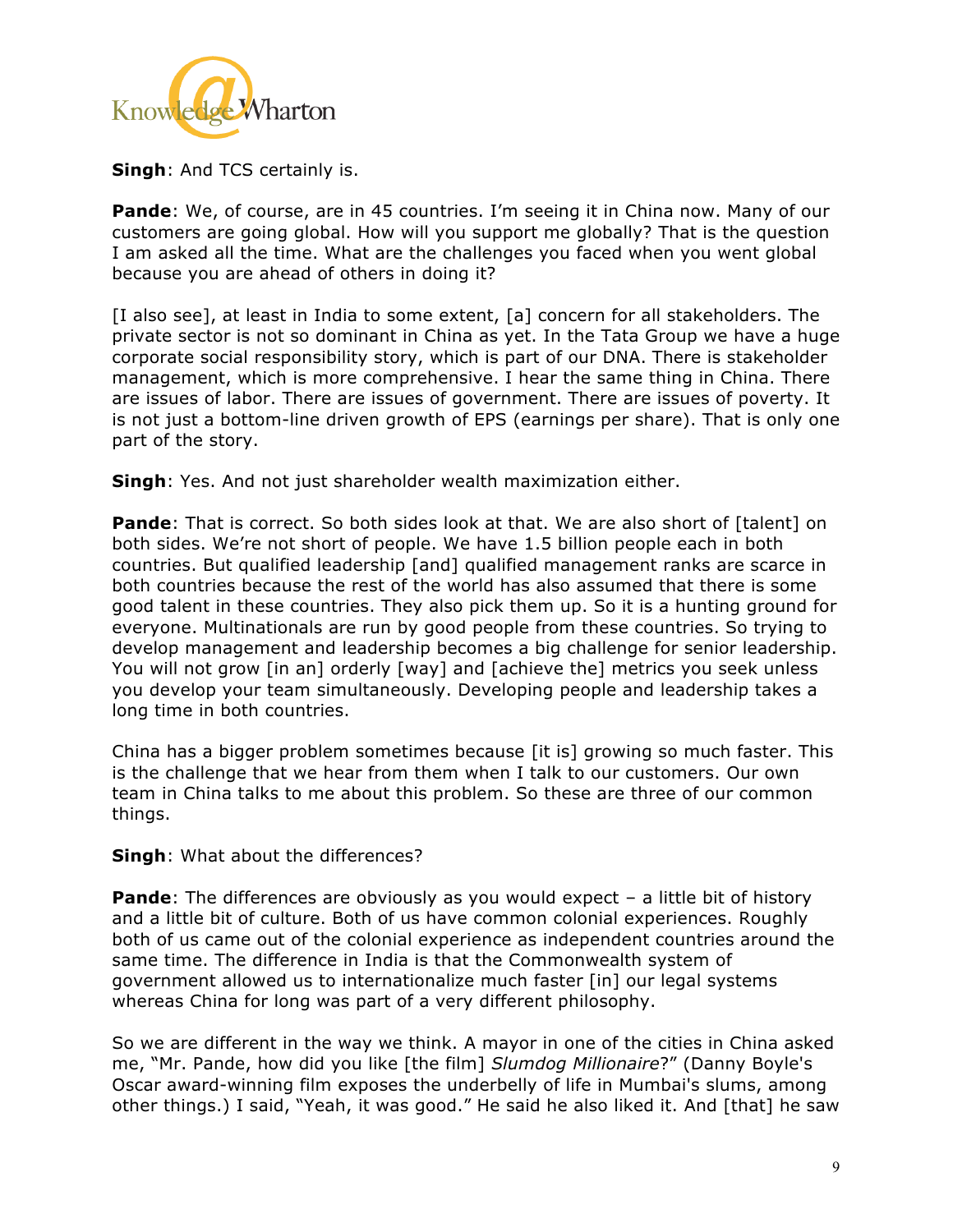**Singh**: And TCS certainly is.

**Pande**: We, of course, are in 45 countries. I'm seeing it in China now. Many of our customers are going global. How will you support me globally? That is the question I am asked all the time. What are the challenges you faced when you went global because you are ahead of others in doing it?

[I also see], at least in India to some extent, [a] concern for all stakeholders. The private sector is not so dominant in China as yet. In the Tata Group we have a huge corporate social responsibility story, which is part of our DNA. There is stakeholder management, which is more comprehensive. I hear the same thing in China. There are issues of labor. There are issues of government. There are issues of poverty. It is not just a bottom-line driven growth of EPS (earnings per share). That is only one part of the story.

**Singh**: Yes. And not just shareholder wealth maximization either.

**Pande**: That is correct. So both sides look at that. We are also short of [talent] on both sides. We're not short of people. We have 1.5 billion people each in both countries. But qualified leadership [and] qualified management ranks are scarce in both countries because the rest of the world has also assumed that there is some good talent in these countries. They also pick them up. So it is a hunting ground for everyone. Multinationals are run by good people from these countries. So trying to develop management and leadership becomes a big challenge for senior leadership. You will not grow [in an] orderly [way] and [achieve the] metrics you seek unless you develop your team simultaneously. Developing people and leadership takes a long time in both countries.

China has a bigger problem sometimes because [it is] growing so much faster. This is the challenge that we hear from them when I talk to our customers. Our own team in China talks to me about this problem. So these are three of our common things.

**Singh**: What about the differences?

**Pande**: The differences are obviously as you would expect – a little bit of history and a little bit of culture. Both of us have common colonial experiences. Roughly both of us came out of the colonial experience as independent countries around the same time. The difference in India is that the Commonwealth system of government allowed us to internationalize much faster [in] our legal systems whereas China for long was part of a very different philosophy.

So we are different in the way we think. A mayor in one of the cities in China asked me, "Mr. Pande, how did you like [the film] *Slumdog Millionaire*?" (Danny Boyle's Oscar award-winning film exposes the underbelly of life in Mumbai's slums, among other things.) I said, "Yeah, it was good." He said he also liked it. And [that] he saw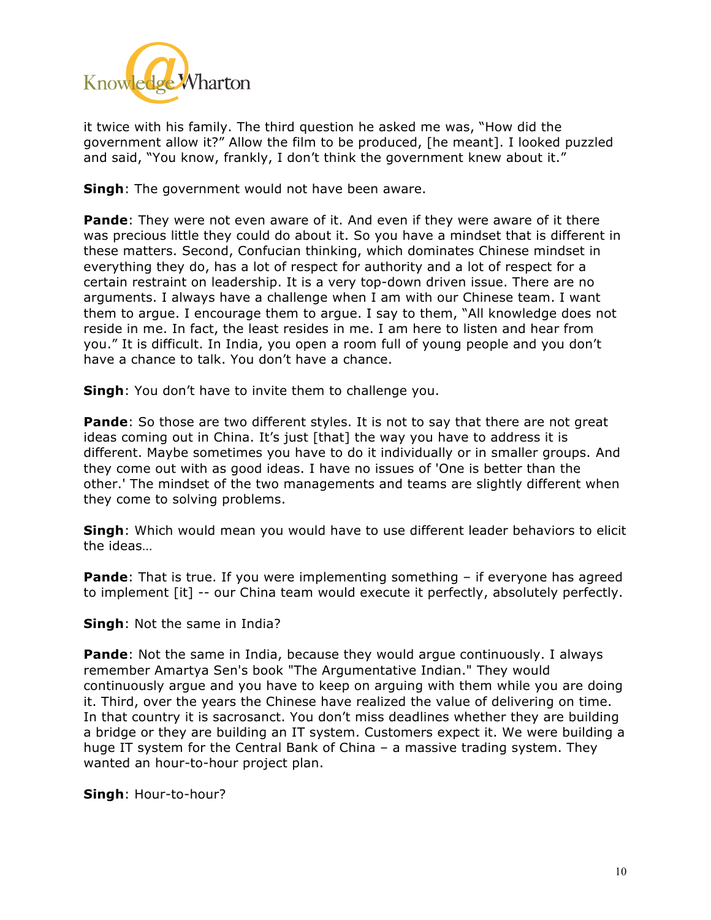it twice with his family. The third question he asked me was, "How did the government allow it?" Allow the film to be produced, [he meant]. I looked puzzled and said, "You know, frankly, I don't think the government knew about it."

**Singh**: The government would not have been aware.

**Pande**: They were not even aware of it. And even if they were aware of it there was precious little they could do about it. So you have a mindset that is different in these matters. Second, Confucian thinking, which dominates Chinese mindset in everything they do, has a lot of respect for authority and a lot of respect for a certain restraint on leadership. It is a very top-down driven issue. There are no arguments. I always have a challenge when I am with our Chinese team. I want them to argue. I encourage them to argue. I say to them, "All knowledge does not reside in me. In fact, the least resides in me. I am here to listen and hear from you." It is difficult. In India, you open a room full of young people and you don't have a chance to talk. You don't have a chance.

**Singh**: You don't have to invite them to challenge you.

**Pande**: So those are two different styles. It is not to say that there are not great ideas coming out in China. It's just [that] the way you have to address it is different. Maybe sometimes you have to do it individually or in smaller groups. And they come out with as good ideas. I have no issues of 'One is better than the other.' The mindset of the two managements and teams are slightly different when they come to solving problems.

**Singh**: Which would mean you would have to use different leader behaviors to elicit the ideas…

**Pande**: That is true. If you were implementing something – if everyone has agreed to implement [it] -- our China team would execute it perfectly, absolutely perfectly.

**Singh**: Not the same in India?

**Pande**: Not the same in India, because they would argue continuously. I always remember Amartya Sen's book "The Argumentative Indian." They would continuously argue and you have to keep on arguing with them while you are doing it. Third, over the years the Chinese have realized the value of delivering on time. In that country it is sacrosanct. You don't miss deadlines whether they are building a bridge or they are building an IT system. Customers expect it. We were building a huge IT system for the Central Bank of China – a massive trading system. They wanted an hour-to-hour project plan.

**Singh**: Hour-to-hour?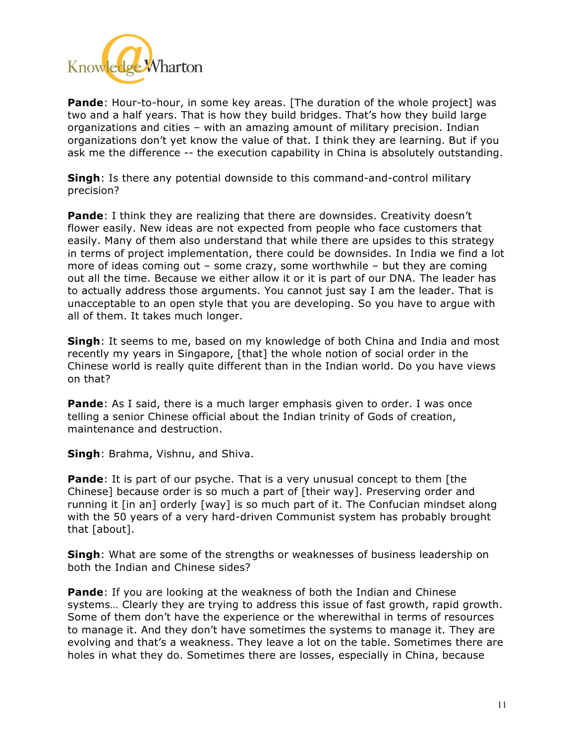**Pande**: Hour-to-hour, in some key areas. [The duration of the whole project] was two and a half years. That is how they build bridges. That's how they build large organizations and cities – with an amazing amount of military precision. Indian organizations don't yet know the value of that. I think they are learning. But if you ask me the difference -- the execution capability in China is absolutely outstanding.

**Singh**: Is there any potential downside to this command-and-control military precision?

**Pande**: I think they are realizing that there are downsides. Creativity doesn't flower easily. New ideas are not expected from people who face customers that easily. Many of them also understand that while there are upsides to this strategy in terms of project implementation, there could be downsides. In India we find a lot more of ideas coming out – some crazy, some worthwhile – but they are coming out all the time. Because we either allow it or it is part of our DNA. The leader has to actually address those arguments. You cannot just say I am the leader. That is unacceptable to an open style that you are developing. So you have to argue with all of them. It takes much longer.

**Singh**: It seems to me, based on my knowledge of both China and India and most recently my years in Singapore, [that] the whole notion of social order in the Chinese world is really quite different than in the Indian world. Do you have views on that?

**Pande**: As I said, there is a much larger emphasis given to order. I was once telling a senior Chinese official about the Indian trinity of Gods of creation, maintenance and destruction.

**Singh**: Brahma, Vishnu, and Shiva.

**Pande**: It is part of our psyche. That is a very unusual concept to them [the Chinese] because order is so much a part of [their way]. Preserving order and running it [in an] orderly [way] is so much part of it. The Confucian mindset along with the 50 years of a very hard-driven Communist system has probably brought that [about].

**Singh**: What are some of the strengths or weaknesses of business leadership on both the Indian and Chinese sides?

**Pande**: If you are looking at the weakness of both the Indian and Chinese systems… Clearly they are trying to address this issue of fast growth, rapid growth. Some of them don't have the experience or the wherewithal in terms of resources to manage it. And they don't have sometimes the systems to manage it. They are evolving and that's a weakness. They leave a lot on the table. Sometimes there are holes in what they do. Sometimes there are losses, especially in China, because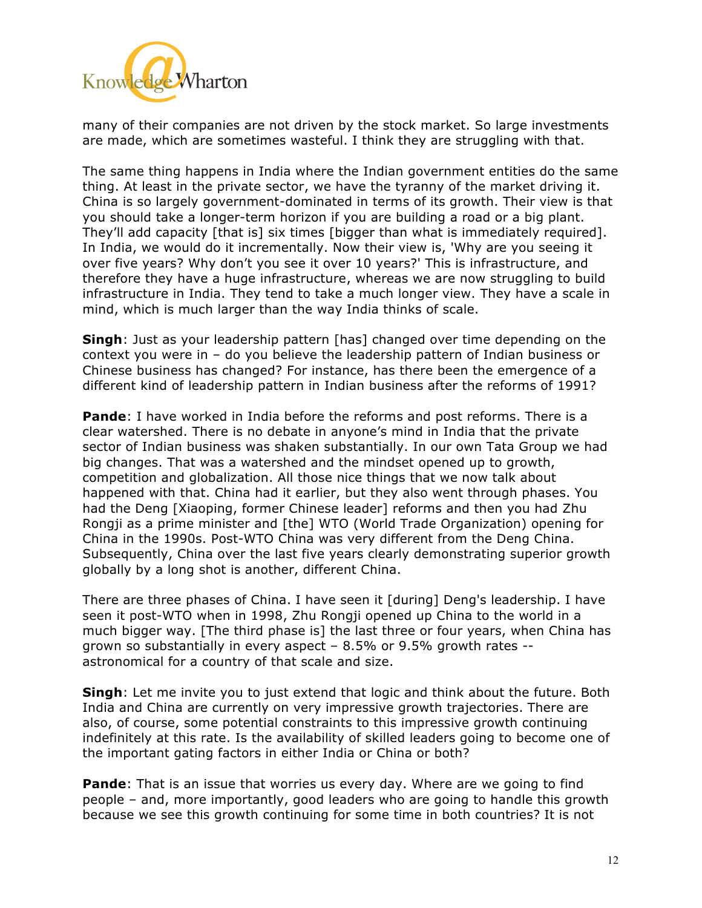many of their companies are not driven by the stock market. So large investments are made, which are sometimes wasteful. I think they are struggling with that.

The same thing happens in India where the Indian government entities do the same thing. At least in the private sector, we have the tyranny of the market driving it. China is so largely government-dominated in terms of its growth. Their view is that you should take a longer-term horizon if you are building a road or a big plant. They'll add capacity [that is] six times [bigger than what is immediately required]. In India, we would do it incrementally. Now their view is, 'Why are you seeing it over five years? Why don't you see it over 10 years?' This is infrastructure, and therefore they have a huge infrastructure, whereas we are now struggling to build infrastructure in India. They tend to take a much longer view. They have a scale in mind, which is much larger than the way India thinks of scale.

**Singh**: Just as your leadership pattern [has] changed over time depending on the context you were in – do you believe the leadership pattern of Indian business or Chinese business has changed? For instance, has there been the emergence of a different kind of leadership pattern in Indian business after the reforms of 1991?

**Pande**: I have worked in India before the reforms and post reforms. There is a clear watershed. There is no debate in anyone's mind in India that the private sector of Indian business was shaken substantially. In our own Tata Group we had big changes. That was a watershed and the mindset opened up to growth, competition and globalization. All those nice things that we now talk about happened with that. China had it earlier, but they also went through phases. You had the Deng [Xiaoping, former Chinese leader] reforms and then you had Zhu Rongji as a prime minister and [the] WTO (World Trade Organization) opening for China in the 1990s. Post-WTO China was very different from the Deng China. Subsequently, China over the last five years clearly demonstrating superior growth globally by a long shot is another, different China.

There are three phases of China. I have seen it [during] Deng's leadership. I have seen it post-WTO when in 1998, Zhu Rongji opened up China to the world in a much bigger way. [The third phase is] the last three or four years, when China has grown so substantially in every aspect – 8.5% or 9.5% growth rates -- astronomical for a country of that scale and size.

**Singh**: Let me invite you to just extend that logic and think about the future. Both India and China are currently on very impressive growth trajectories. There are also, of course, some potential constraints to this impressive growth continuing indefinitely at this rate. Is the availability of skilled leaders going to become one of the important gating factors in either India or China or both?

**Pande**: That is an issue that worries us every day. Where are we going to find people – and, more importantly, good leaders who are going to handle this growth because we see this growth continuing for some time in both countries? It is not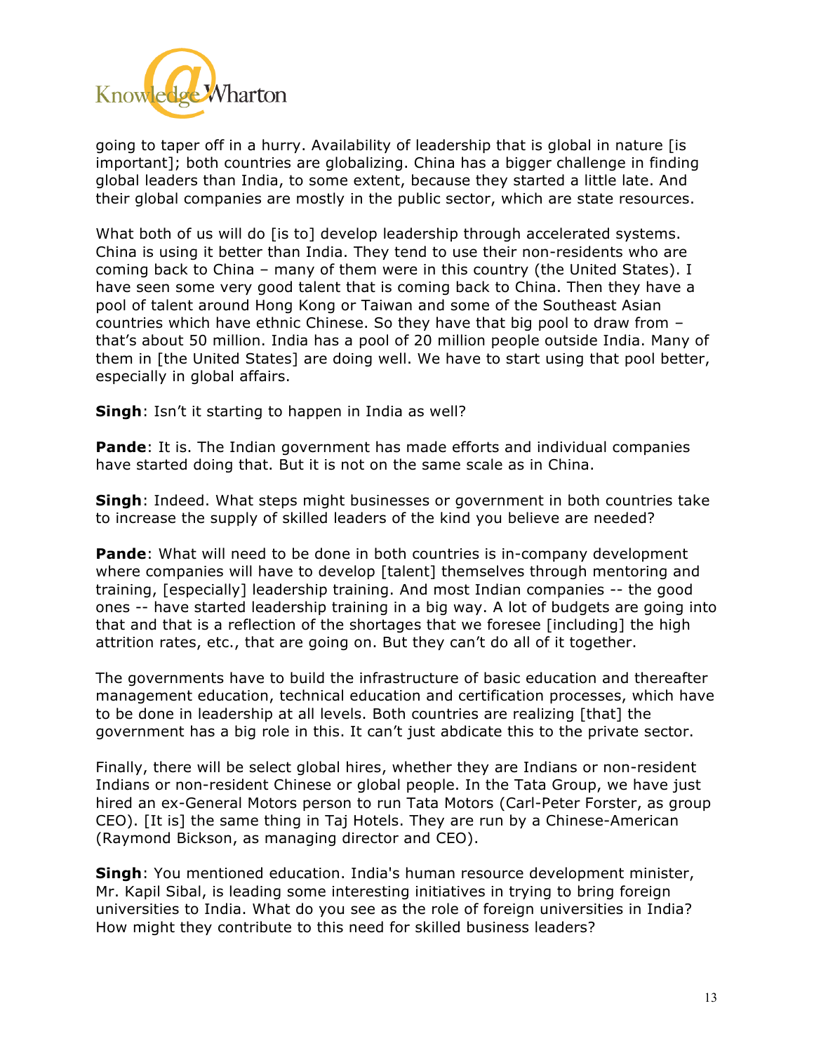going to taper off in a hurry. Availability of leadership that is global in nature [is important]; both countries are globalizing. China has a bigger challenge in finding global leaders than India, to some extent, because they started a little late. And their global companies are mostly in the public sector, which are state resources.

What both of us will do [is to] develop leadership through accelerated systems. China is using it better than India. They tend to use their non-residents who are coming back to China – many of them were in this country (the United States). I have seen some very good talent that is coming back to China. Then they have a pool of talent around Hong Kong or Taiwan and some of the Southeast Asian countries which have ethnic Chinese. So they have that big pool to draw from – that's about 50 million. India has a pool of 20 million people outside India. Many of them in [the United States] are doing well. We have to start using that pool better, especially in global affairs.

**Singh**: Isn't it starting to happen in India as well?

**Pande**: It is. The Indian government has made efforts and individual companies have started doing that. But it is not on the same scale as in China.

**Singh**: Indeed. What steps might businesses or government in both countries take to increase the supply of skilled leaders of the kind you believe are needed?

**Pande**: What will need to be done in both countries is in-company development where companies will have to develop [talent] themselves through mentoring and training, [especially] leadership training. And most Indian companies -- the good ones -- have started leadership training in a big way. A lot of budgets are going into that and that is a reflection of the shortages that we foresee [including] the high attrition rates, etc., that are going on. But they can't do all of it together.

The governments have to build the infrastructure of basic education and thereafter management education, technical education and certification processes, which have to be done in leadership at all levels. Both countries are realizing [that] the government has a big role in this. It can't just abdicate this to the private sector.

Finally, there will be select global hires, whether they are Indians or non-resident Indians or non-resident Chinese or global people. In the Tata Group, we have just hired an ex-General Motors person to run Tata Motors (Carl-Peter Forster, as group CEO). [It is] the same thing in Taj Hotels. They are run by a Chinese-American (Raymond Bickson, as managing director and CEO).

**Singh**: You mentioned education. India's human resource development minister, Mr. Kapil Sibal, is leading some interesting initiatives in trying to bring foreign universities to India. What do you see as the role of foreign universities in India? How might they contribute to this need for skilled business leaders?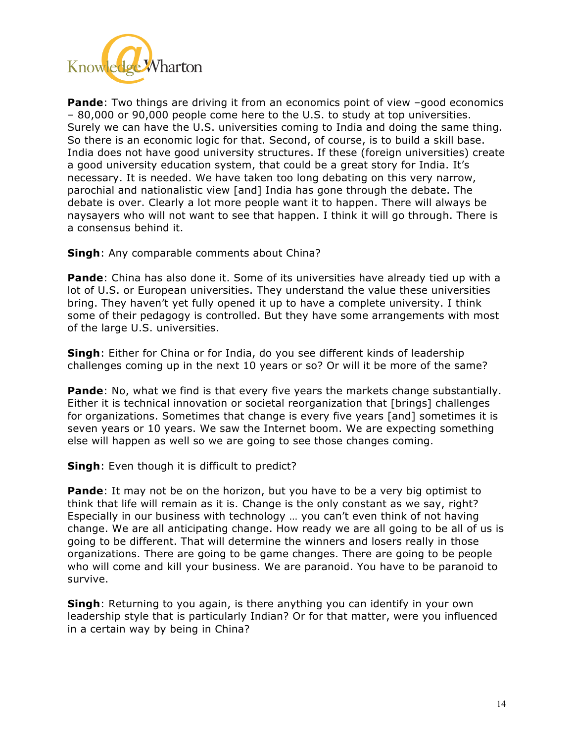**Pande**: Two things are driving it from an economics point of view –good economics – 80,000 or 90,000 people come here to the U.S. to study at top universities. Surely we can have the U.S. universities coming to India and doing the same thing. So there is an economic logic for that. Second, of course, is to build a skill base. India does not have good university structures. If these (foreign universities) create a good university education system, that could be a great story for India. It's necessary. It is needed. We have taken too long debating on this very narrow, parochial and nationalistic view [and] India has gone through the debate. The debate is over. Clearly a lot more people want it to happen. There will always be naysayers who will not want to see that happen. I think it will go through. There is a consensus behind it.

**Singh**: Any comparable comments about China?

**Pande**: China has also done it. Some of its universities have already tied up with a lot of U.S. or European universities. They understand the value these universities bring. They haven't yet fully opened it up to have a complete university. I think some of their pedagogy is controlled. But they have some arrangements with most of the large U.S. universities.

**Singh**: Either for China or for India, do you see different kinds of leadership challenges coming up in the next 10 years or so? Or will it be more of the same?

**Pande**: No, what we find is that every five years the markets change substantially. Either it is technical innovation or societal reorganization that [brings] challenges for organizations. Sometimes that change is every five years [and] sometimes it is seven years or 10 years. We saw the Internet boom. We are expecting something else will happen as well so we are going to see those changes coming.

**Singh**: Even though it is difficult to predict?

**Pande**: It may not be on the horizon, but you have to be a very big optimist to think that life will remain as it is. Change is the only constant as we say, right? Especially in our business with technology … you can't even think of not having change. We are all anticipating change. How ready we are all going to be all of us is going to be different. That will determine the winners and losers really in those organizations. There are going to be game changes. There are going to be people who will come and kill your business. We are paranoid. You have to be paranoid to survive.

**Singh**: Returning to you again, is there anything you can identify in your own leadership style that is particularly Indian? Or for that matter, were you influenced in a certain way by being in China?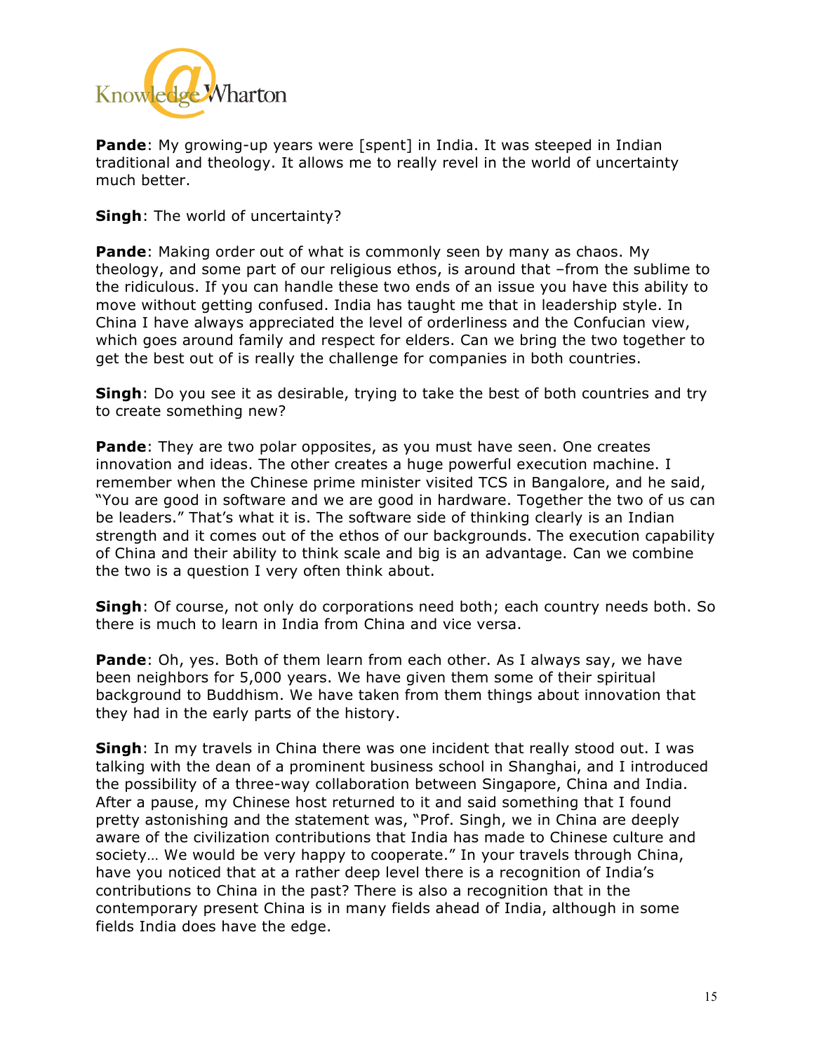**Pande**: My growing-up years were [spent] in India. It was steeped in Indian traditional and theology. It allows me to really revel in the world of uncertainty much better.

**Singh**: The world of uncertainty?

**Pande**: Making order out of what is commonly seen by many as chaos. My theology, and some part of our religious ethos, is around that –from the sublime to the ridiculous. If you can handle these two ends of an issue you have this ability to move without getting confused. India has taught me that in leadership style. In China I have always appreciated the level of orderliness and the Confucian view, which goes around family and respect for elders. Can we bring the two together to get the best out of is really the challenge for companies in both countries.

**Singh**: Do you see it as desirable, trying to take the best of both countries and try to create something new?

**Pande**: They are two polar opposites, as you must have seen. One creates innovation and ideas. The other creates a huge powerful execution machine. I remember when the Chinese prime minister visited TCS in Bangalore, and he said, "You are good in software and we are good in hardware. Together the two of us can be leaders." That's what it is. The software side of thinking clearly is an Indian strength and it comes out of the ethos of our backgrounds. The execution capability of China and their ability to think scale and big is an advantage. Can we combine the two is a question I very often think about.

**Singh**: Of course, not only do corporations need both; each country needs both. So there is much to learn in India from China and vice versa.

**Pande**: Oh, yes. Both of them learn from each other. As I always say, we have been neighbors for 5,000 years. We have given them some of their spiritual background to Buddhism. We have taken from them things about innovation that they had in the early parts of the history.

**Singh**: In my travels in China there was one incident that really stood out. I was talking with the dean of a prominent business school in Shanghai, and I introduced the possibility of a three-way collaboration between Singapore, China and India. After a pause, my Chinese host returned to it and said something that I found pretty astonishing and the statement was, "Prof. Singh, we in China are deeply aware of the civilization contributions that India has made to Chinese culture and society… We would be very happy to cooperate." In your travels through China, have you noticed that at a rather deep level there is a recognition of India's contributions to China in the past? There is also a recognition that in the contemporary present China is in many fields ahead of India, although in some fields India does have the edge.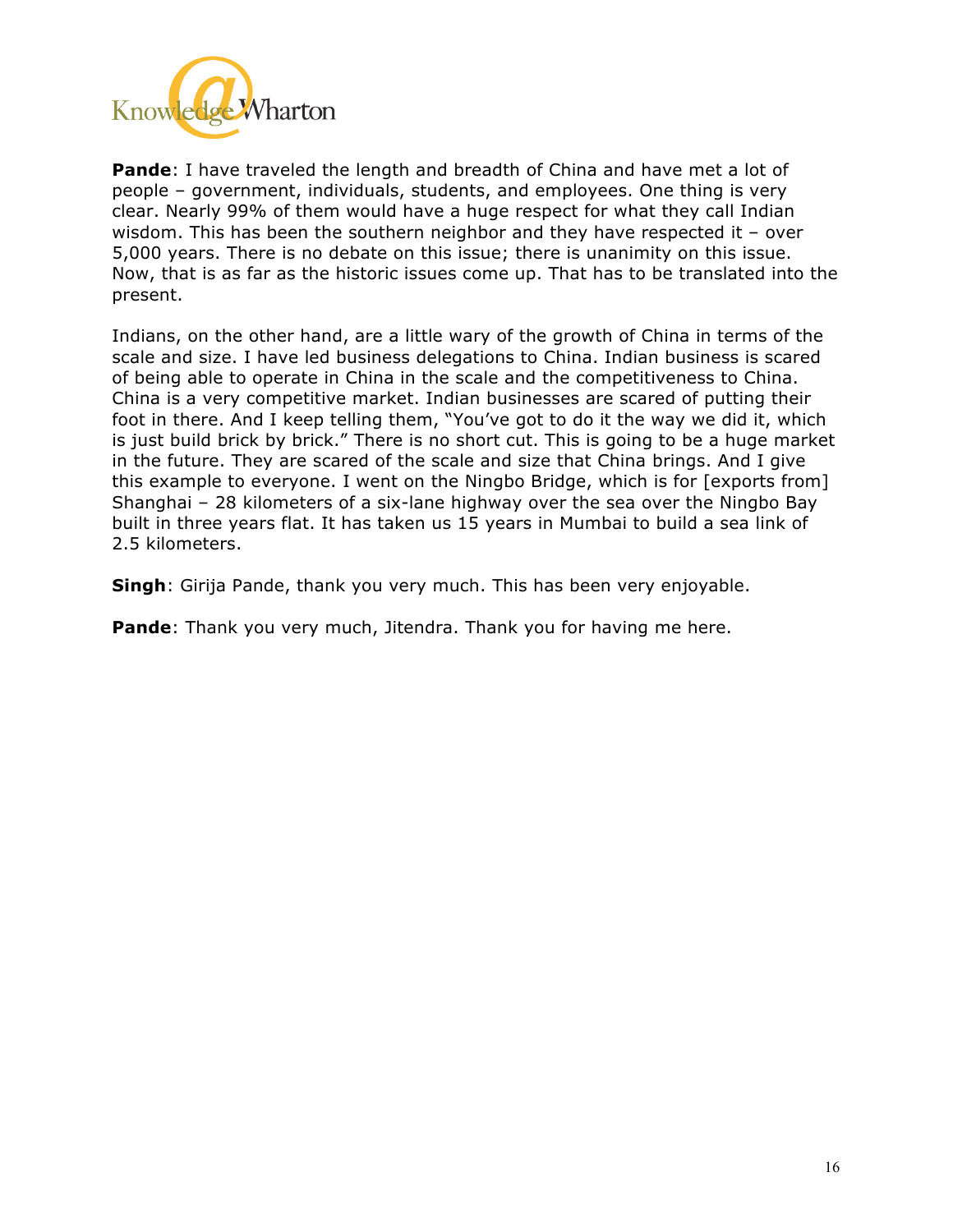**Pande**: I have traveled the length and breadth of China and have met a lot of people – government, individuals, students, and employees. One thing is very clear. Nearly 99% of them would have a huge respect for what they call Indian wisdom. This has been the southern neighbor and they have respected it – over 5,000 years. There is no debate on this issue; there is unanimity on this issue. Now, that is as far as the historic issues come up. That has to be translated into the present.

Indians, on the other hand, are a little wary of the growth of China in terms of the scale and size. I have led business delegations to China. Indian business is scared of being able to operate in China in the scale and the competitiveness to China. China is a very competitive market. Indian businesses are scared of putting their foot in there. And I keep telling them, "You've got to do it the way we did it, which is just build brick by brick." There is no short cut. This is going to be a huge market in the future. They are scared of the scale and size that China brings. And I give this example to everyone. I went on the Ningbo Bridge, which is for [exports from] Shanghai – 28 kilometers of a six-lane highway over the sea over the Ningbo Bay built in three years flat. It has taken us 15 years in Mumbai to build a sea link of 2.5 kilometers.

**Singh**: Girija Pande, thank you very much. This has been very enjoyable.

**Pande**: Thank you very much, Jitendra. Thank you for having me here.